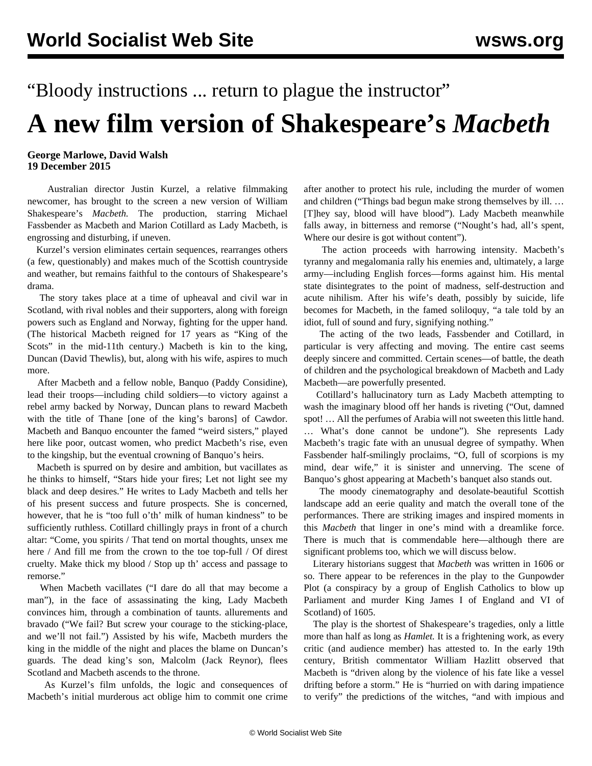“Bloody instructions ... return to plague the instructor”

# A new film version of Shakespeare’s *Macbeth*

**George Marlowe, David Walsh**
**19 December 2015**

Australian director Justin Kurzel, a relative filmmaking newcomer, has brought to the screen a new version of William Shakespeare’s *Macbeth.* The production, starring Michael Fassbender as Macbeth and Marion Cotillard as Lady Macbeth, is engrossing and disturbing, if uneven.

Kurzel’s version eliminates certain sequences, rearranges others (a few, questionably) and makes much of the Scottish countryside and weather, but remains faithful to the contours of Shakespeare’s drama.

The story takes place at a time of upheaval and civil war in Scotland, with rival nobles and their supporters, along with foreign powers such as England and Norway, fighting for the upper hand. (The historical Macbeth reigned for 17 years as “King of the Scots” in the mid-11th century.) Macbeth is kin to the king, Duncan (David Thewlis), but, along with his wife, aspires to much more.

After Macbeth and a fellow noble, Banquo (Paddy Considine), lead their troops—including child soldiers—to victory against a rebel army backed by Norway, Duncan plans to reward Macbeth with the title of Thane [one of the king’s barons] of Cawdor. Macbeth and Banquo encounter the famed “weird sisters,” played here like poor, outcast women, who predict Macbeth’s rise, even to the kingship, but the eventual crowning of Banquo’s heirs.

Macbeth is spurred on by desire and ambition, but vacillates as he thinks to himself, “Stars hide your fires; Let not light see my black and deep desires.” He writes to Lady Macbeth and tells her of his present success and future prospects. She is concerned, however, that he is “too full o’th’ milk of human kindness” to be sufficiently ruthless. Cotillard chillingly prays in front of a church altar: “Come, you spirits / That tend on mortal thoughts, unsex me here / And fill me from the crown to the toe top-full / Of direst cruelty. Make thick my blood / Stop up th’ access and passage to remorse.”

When Macbeth vacillates (“I dare do all that may become a man”), in the face of assassinating the king, Lady Macbeth convinces him, through a combination of taunts. allurements and bravado (“We fail? But screw your courage to the sticking-place, and we’ll not fail.”) Assisted by his wife, Macbeth murders the king in the middle of the night and places the blame on Duncan’s guards. The dead king’s son, Malcolm (Jack Reynor), flees Scotland and Macbeth ascends to the throne.

As Kurzel’s film unfolds, the logic and consequences of Macbeth’s initial murderous act oblige him to commit one crime after another to protect his rule, including the murder of women and children (“Things bad begun make strong themselves by ill. … [T]hey say, blood will have blood”). Lady Macbeth meanwhile falls away, in bitterness and remorse (“Nought’s had, all’s spent, Where our desire is got without content”).

The action proceeds with harrowing intensity. Macbeth’s tyranny and megalomania rally his enemies and, ultimately, a large army—including English forces—forms against him. His mental state disintegrates to the point of madness, self-destruction and acute nihilism. After his wife’s death, possibly by suicide, life becomes for Macbeth, in the famed soliloquy, “a tale told by an idiot, full of sound and fury, signifying nothing.”

The acting of the two leads, Fassbender and Cotillard, in particular is very affecting and moving. The entire cast seems deeply sincere and committed. Certain scenes—of battle, the death of children and the psychological breakdown of Macbeth and Lady Macbeth—are powerfully presented.

Cotillard’s hallucinatory turn as Lady Macbeth attempting to wash the imaginary blood off her hands is riveting (“Out, damned spot! … All the perfumes of Arabia will not sweeten this little hand. … What’s done cannot be undone”). She represents Lady Macbeth’s tragic fate with an unusual degree of sympathy. When Fassbender half-smilingly proclaims, “O, full of scorpions is my mind, dear wife,” it is sinister and unnerving. The scene of Banquo’s ghost appearing at Macbeth’s banquet also stands out.

The moody cinematography and desolate-beautiful Scottish landscape add an eerie quality and match the overall tone of the performances. There are striking images and inspired moments in this *Macbeth* that linger in one’s mind with a dreamlike force. There is much that is commendable here—although there are significant problems too, which we will discuss below.

Literary historians suggest that *Macbeth* was written in 1606 or so. There appear to be references in the play to the Gunpowder Plot (a conspiracy by a group of English Catholics to blow up Parliament and murder King James I of England and VI of Scotland) of 1605.

The play is the shortest of Shakespeare’s tragedies, only a little more than half as long as *Hamlet.* It is a frightening work, as every critic (and audience member) has attested to. In the early 19th century, British commentator William Hazlitt observed that Macbeth is “driven along by the violence of his fate like a vessel drifting before a storm.” He is “hurried on with daring impatience to verify” the predictions of the witches, “and with impious and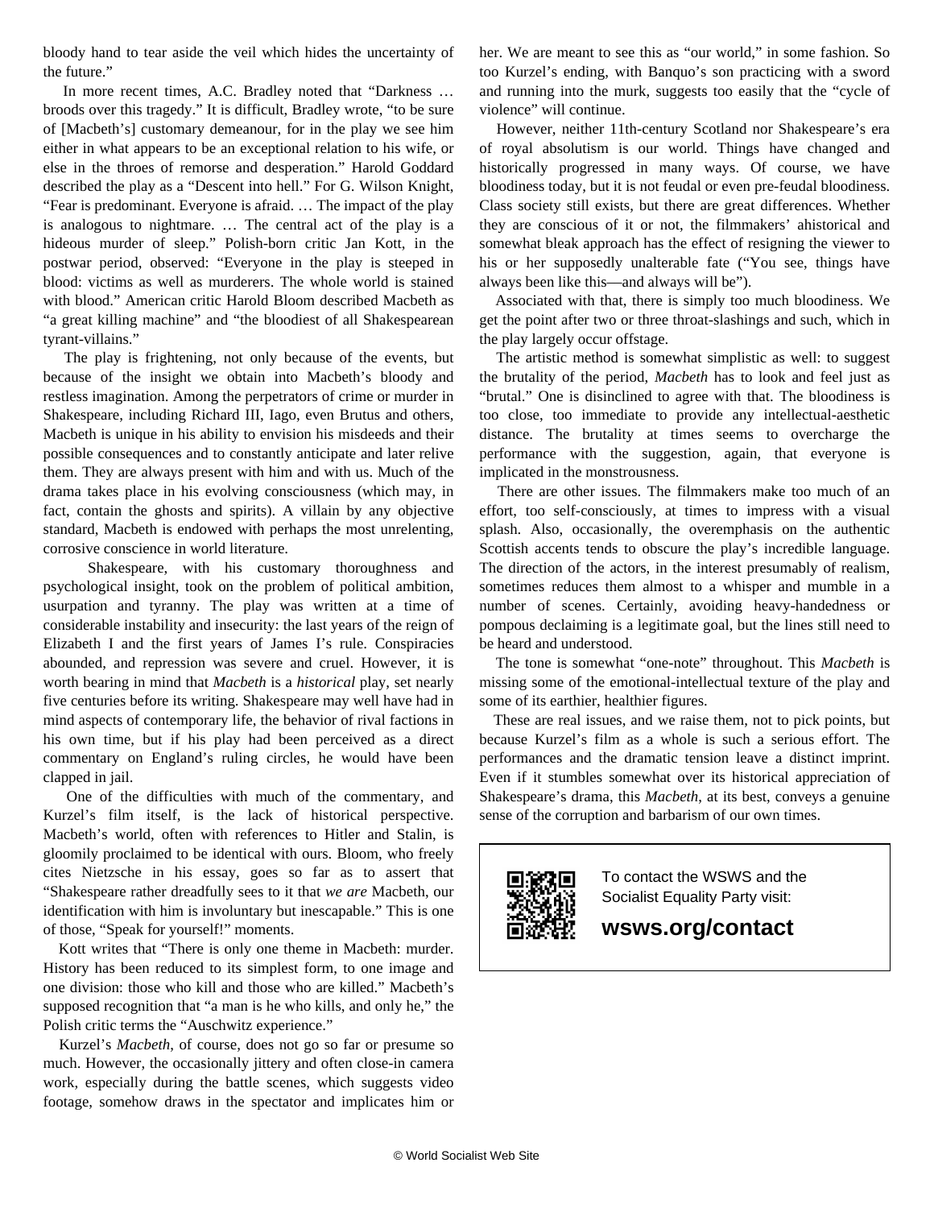bloody hand to tear aside the veil which hides the uncertainty of the future."

In more recent times, A.C. Bradley noted that "Darkness … broods over this tragedy." It is difficult, Bradley wrote, "to be sure of [Macbeth's] customary demeanour, for in the play we see him either in what appears to be an exceptional relation to his wife, or else in the throes of remorse and desperation." Harold Goddard described the play as a "Descent into hell." For G. Wilson Knight, "Fear is predominant. Everyone is afraid. … The impact of the play is analogous to nightmare. … The central act of the play is a hideous murder of sleep." Polish-born critic Jan Kott, in the postwar period, observed: "Everyone in the play is steeped in blood: victims as well as murderers. The whole world is stained with blood." American critic Harold Bloom described Macbeth as "a great killing machine" and "the bloodiest of all Shakespearean tyrant-villains."

The play is frightening, not only because of the events, but because of the insight we obtain into Macbeth's bloody and restless imagination. Among the perpetrators of crime or murder in Shakespeare, including Richard III, Iago, even Brutus and others, Macbeth is unique in his ability to envision his misdeeds and their possible consequences and to constantly anticipate and later relive them. They are always present with him and with us. Much of the drama takes place in his evolving consciousness (which may, in fact, contain the ghosts and spirits). A villain by any objective standard, Macbeth is endowed with perhaps the most unrelenting, corrosive conscience in world literature.

Shakespeare, with his customary thoroughness and psychological insight, took on the problem of political ambition, usurpation and tyranny. The play was written at a time of considerable instability and insecurity: the last years of the reign of Elizabeth I and the first years of James I's rule. Conspiracies abounded, and repression was severe and cruel. However, it is worth bearing in mind that *Macbeth* is a *historical* play, set nearly five centuries before its writing. Shakespeare may well have had in mind aspects of contemporary life, the behavior of rival factions in his own time, but if his play had been perceived as a direct commentary on England's ruling circles, he would have been clapped in jail.

One of the difficulties with much of the commentary, and Kurzel's film itself, is the lack of historical perspective. Macbeth's world, often with references to Hitler and Stalin, is gloomily proclaimed to be identical with ours. Bloom, who freely cites Nietzsche in his essay, goes so far as to assert that "Shakespeare rather dreadfully sees to it that *we are* Macbeth, our identification with him is involuntary but inescapable." This is one of those, "Speak for yourself!" moments.

Kott writes that "There is only one theme in Macbeth: murder. History has been reduced to its simplest form, to one image and one division: those who kill and those who are killed." Macbeth's supposed recognition that "a man is he who kills, and only he," the Polish critic terms the "Auschwitz experience."

Kurzel's *Macbeth*, of course, does not go so far or presume so much. However, the occasionally jittery and often close-in camera work, especially during the battle scenes, which suggests video footage, somehow draws in the spectator and implicates him or her. We are meant to see this as "our world," in some fashion. So too Kurzel's ending, with Banquo's son practicing with a sword and running into the murk, suggests too easily that the "cycle of violence" will continue.

However, neither 11th-century Scotland nor Shakespeare's era of royal absolutism is our world. Things have changed and historically progressed in many ways. Of course, we have bloodiness today, but it is not feudal or even pre-feudal bloodiness. Class society still exists, but there are great differences. Whether they are conscious of it or not, the filmmakers' ahistorical and somewhat bleak approach has the effect of resigning the viewer to his or her supposedly unalterable fate ("You see, things have always been like this—and always will be").

Associated with that, there is simply too much bloodiness. We get the point after two or three throat-slashings and such, which in the play largely occur offstage.

The artistic method is somewhat simplistic as well: to suggest the brutality of the period, *Macbeth* has to look and feel just as "brutal." One is disinclined to agree with that. The bloodiness is too close, too immediate to provide any intellectual-aesthetic distance. The brutality at times seems to overcharge the performance with the suggestion, again, that everyone is implicated in the monstrousness.

There are other issues. The filmmakers make too much of an effort, too self-consciously, at times to impress with a visual splash. Also, occasionally, the overemphasis on the authentic Scottish accents tends to obscure the play's incredible language. The direction of the actors, in the interest presumably of realism, sometimes reduces them almost to a whisper and mumble in a number of scenes. Certainly, avoiding heavy-handedness or pompous declaiming is a legitimate goal, but the lines still need to be heard and understood.

The tone is somewhat "one-note" throughout. This *Macbeth* is missing some of the emotional-intellectual texture of the play and some of its earthier, healthier figures.

These are real issues, and we raise them, not to pick points, but because Kurzel's film as a whole is such a serious effort. The performances and the dramatic tension leave a distinct imprint. Even if it stumbles somewhat over its historical appreciation of Shakespeare's drama, this *Macbeth*, at its best, conveys a genuine sense of the corruption and barbarism of our own times.

To contact the WSWS and the Socialist Equality Party visit:

**wsws.org/contact**